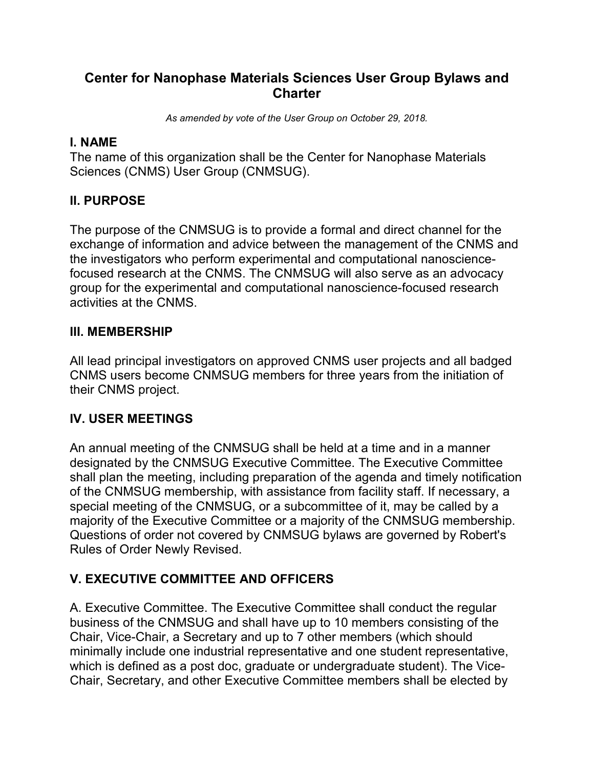# Center for Nanophase Materials Sciences User Group Bylaws and Charter

*As amended by vote of the User Group on October 29, 2018.*

## I. NAME

The name of this organization shall be the Center for Nanophase Materials Sciences (CNMS) User Group (CNMSUG).

## II. PURPOSE

The purpose of the CNMSUG is to provide a formal and direct channel for the exchange of information and advice between the management of the CNMS and the investigators who perform experimental and computational nanoscience-focused research at the CNMS. The CNMSUG will also serve as an advocacy group for the experimental and computational nanoscience-focused research activities at the CNMS.

## III. MEMBERSHIP

All lead principal investigators on approved CNMS user projects and all badged CNMS users become CNMSUG members for three years from the initiation of their CNMS project.

## IV. USER MEETINGS

An annual meeting of the CNMSUG shall be held at a time and in a manner designated by the CNMSUG Executive Committee. The Executive Committee shall plan the meeting, including preparation of the agenda and timely notification of the CNMSUG membership, with assistance from facility staff. If necessary, a special meeting of the CNMSUG, or a subcommittee of it, may be called by a majority of the Executive Committee or a majority of the CNMSUG membership. Questions of order not covered by CNMSUG bylaws are governed by Robert's Rules of Order Newly Revised.

## V. EXECUTIVE COMMITTEE AND OFFICERS

A. Executive Committee. The Executive Committee shall conduct the regular business of the CNMSUG and shall have up to 10 members consisting of the Chair, Vice-Chair, a Secretary and up to 7 other members (which should minimally include one industrial representative and one student representative, which is defined as a post doc, graduate or undergraduate student). The Vice-Chair, Secretary, and other Executive Committee members shall be elected by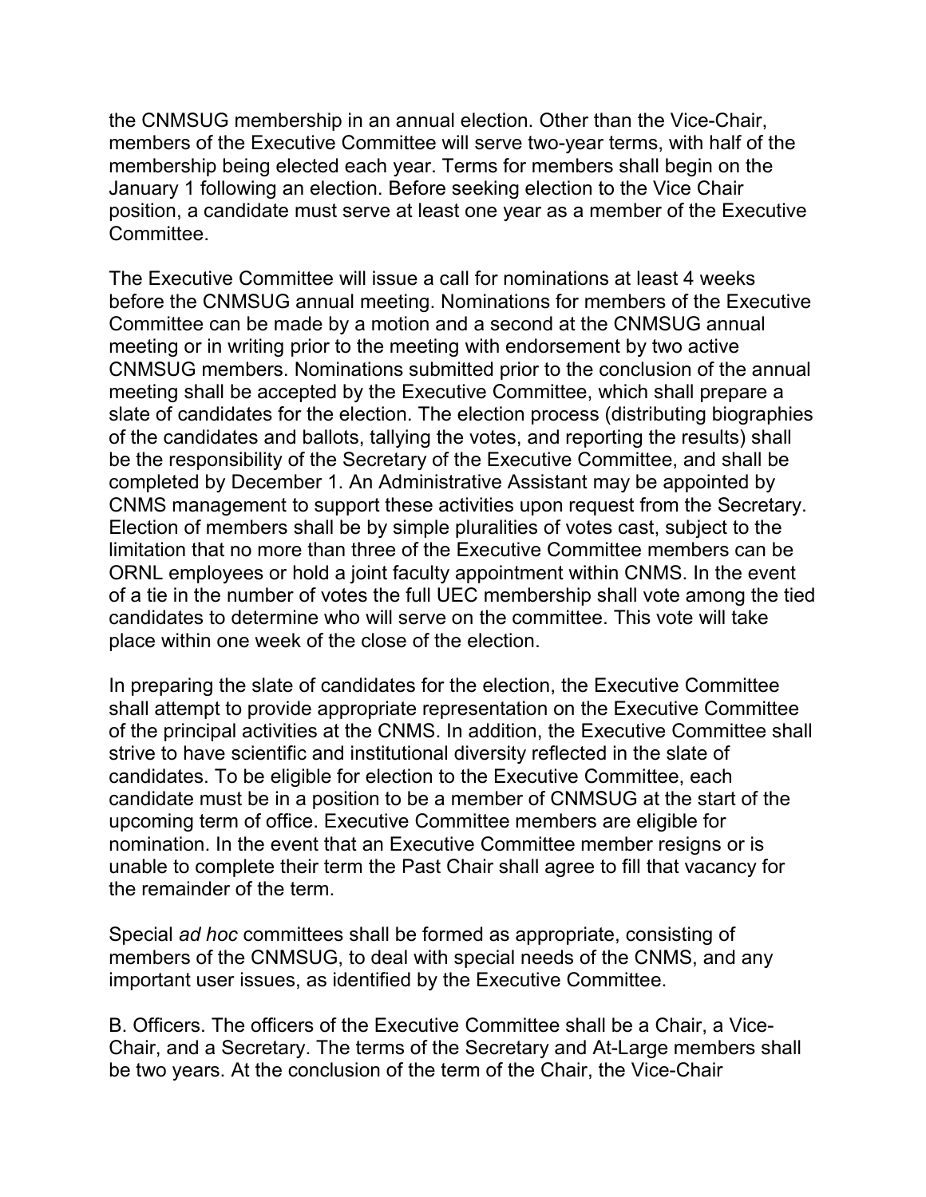the CNMSUG membership in an annual election. Other than the Vice-Chair, members of the Executive Committee will serve two-year terms, with half of the membership being elected each year. Terms for members shall begin on the January 1 following an election. Before seeking election to the Vice Chair position, a candidate must serve at least one year as a member of the Executive Committee.

The Executive Committee will issue a call for nominations at least 4 weeks before the CNMSUG annual meeting. Nominations for members of the Executive Committee can be made by a motion and a second at the CNMSUG annual meeting or in writing prior to the meeting with endorsement by two active CNMSUG members. Nominations submitted prior to the conclusion of the annual meeting shall be accepted by the Executive Committee, which shall prepare a slate of candidates for the election. The election process (distributing biographies of the candidates and ballots, tallying the votes, and reporting the results) shall be the responsibility of the Secretary of the Executive Committee, and shall be completed by December 1. An Administrative Assistant may be appointed by CNMS management to support these activities upon request from the Secretary. Election of members shall be by simple pluralities of votes cast, subject to the limitation that no more than three of the Executive Committee members can be ORNL employees or hold a joint faculty appointment within CNMS. In the event of a tie in the number of votes the full UEC membership shall vote among the tied candidates to determine who will serve on the committee. This vote will take place within one week of the close of the election.

In preparing the slate of candidates for the election, the Executive Committee shall attempt to provide appropriate representation on the Executive Committee of the principal activities at the CNMS. In addition, the Executive Committee shall strive to have scientific and institutional diversity reflected in the slate of candidates. To be eligible for election to the Executive Committee, each candidate must be in a position to be a member of CNMSUG at the start of the upcoming term of office. Executive Committee members are eligible for nomination. In the event that an Executive Committee member resigns or is unable to complete their term the Past Chair shall agree to fill that vacancy for the remainder of the term.

Special *ad hoc* committees shall be formed as appropriate, consisting of members of the CNMSUG, to deal with special needs of the CNMS, and any important user issues, as identified by the Executive Committee.

B. Officers. The officers of the Executive Committee shall be a Chair, a Vice-Chair, and a Secretary. The terms of the Secretary and At-Large members shall be two years. At the conclusion of the term of the Chair, the Vice-Chair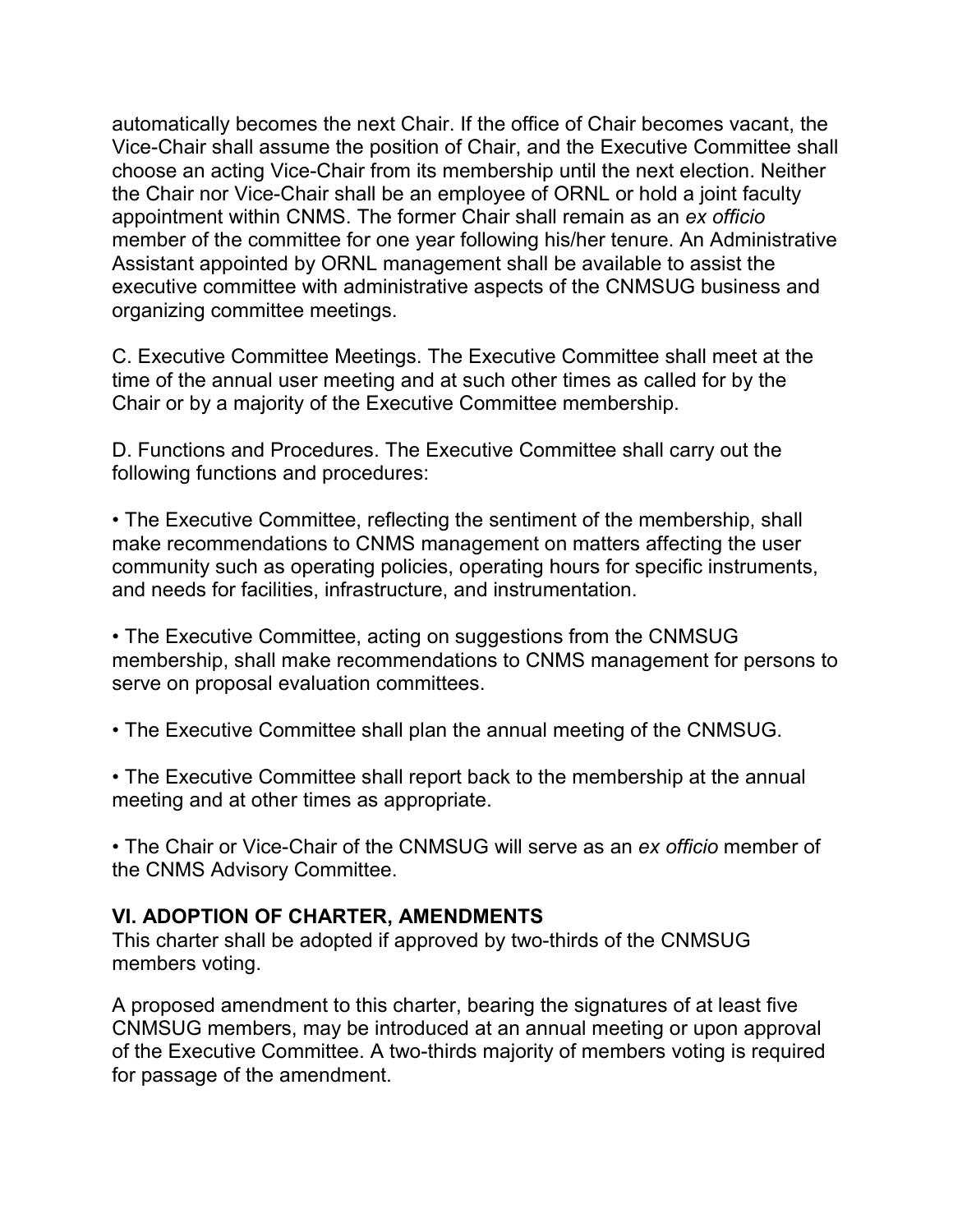automatically becomes the next Chair. If the office of Chair becomes vacant, the Vice-Chair shall assume the position of Chair, and the Executive Committee shall choose an acting Vice-Chair from its membership until the next election. Neither the Chair nor Vice-Chair shall be an employee of ORNL or hold a joint faculty appointment within CNMS. The former Chair shall remain as an *ex officio* member of the committee for one year following his/her tenure. An Administrative Assistant appointed by ORNL management shall be available to assist the executive committee with administrative aspects of the CNMSUG business and organizing committee meetings.

C. Executive Committee Meetings. The Executive Committee shall meet at the time of the annual user meeting and at such other times as called for by the Chair or by a majority of the Executive Committee membership.

D. Functions and Procedures. The Executive Committee shall carry out the following functions and procedures:

- The Executive Committee, reflecting the sentiment of the membership, shall make recommendations to CNMS management on matters affecting the user community such as operating policies, operating hours for specific instruments, and needs for facilities, infrastructure, and instrumentation.

- The Executive Committee, acting on suggestions from the CNMSUG membership, shall make recommendations to CNMS management for persons to serve on proposal evaluation committees.

- The Executive Committee shall plan the annual meeting of the CNMSUG.

- The Executive Committee shall report back to the membership at the annual meeting and at other times as appropriate.

- The Chair or Vice-Chair of the CNMSUG will serve as an *ex officio* member of the CNMS Advisory Committee.

## VI. ADOPTION OF CHARTER, AMENDMENTS

This charter shall be adopted if approved by two-thirds of the CNMSUG members voting.

A proposed amendment to this charter, bearing the signatures of at least five CNMSUG members, may be introduced at an annual meeting or upon approval of the Executive Committee. A two-thirds majority of members voting is required for passage of the amendment.